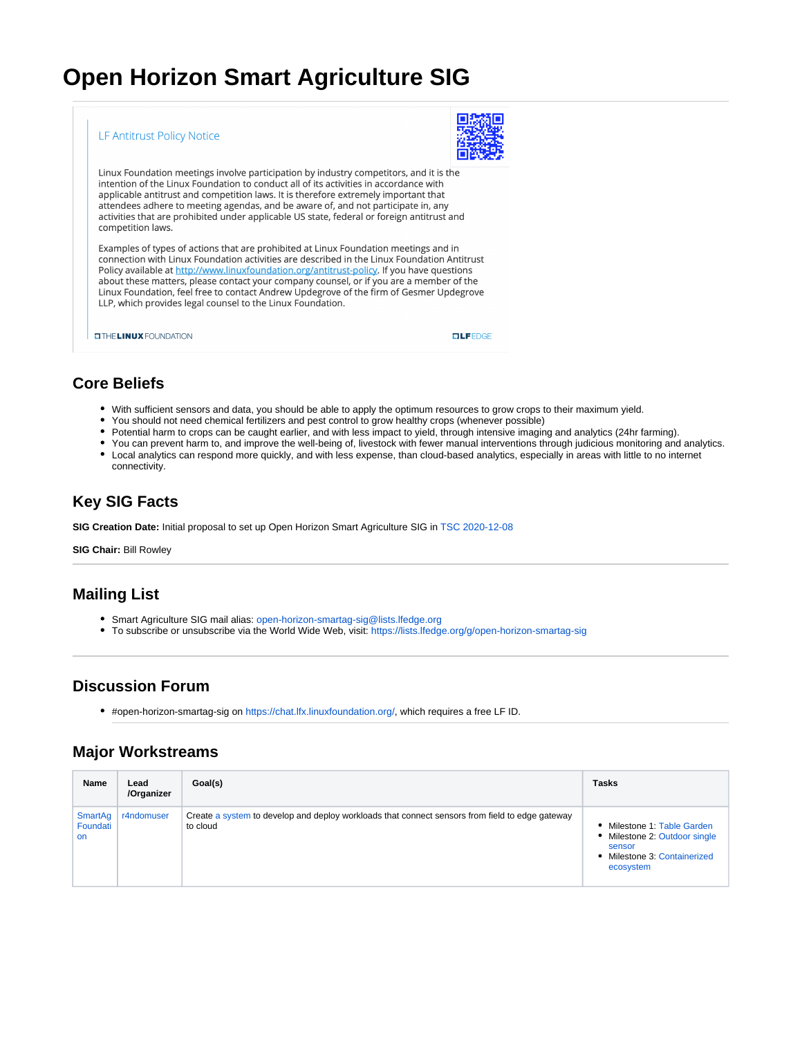# Open Horizon Smart Agriculture SIG

LF Antitrust Policy Notice

Linux Foundation meetings involve participation by industry competitors, and it is the intention of the Linux Foundation to conduct all of its activities in accordance with applicable antitrust and competition laws. It is therefore extremely important that attendees adhere to meeting agendas, and be aware of, and not participate in, any activities that are prohibited under applicable US state, federal or foreign antitrust and competition laws.

Examples of types of actions that are prohibited at Linux Foundation meetings and in connection with Linux Foundation activities are described in the Linux Foundation Antitrust Policy available at http://www.linuxfoundation.org/antitrust-policy. If you have questions about these matters, please contact your company counsel, or if you are a member of the Linux Foundation, feel free to contact Andrew Updegrove of the firm of Gesmer Updegrove LLP, which provides legal counsel to the Linux Foundation.

THE LINUX FOUNDATION    LF EDGE

## Core Beliefs

- With sufficient sensors and data, you should be able to apply the optimum resources to grow crops to their maximum yield.
- You should not need chemical fertilizers and pest control to grow healthy crops (whenever possible)
- Potential harm to crops can be caught earlier, and with less impact to yield, through intensive imaging and analytics (24hr farming).
- You can prevent harm to, and improve the well-being of, livestock with fewer manual interventions through judicious monitoring and analytics.
- Local analytics can respond more quickly, and with less expense, than cloud-based analytics, especially in areas with little to no internet connectivity.

## Key SIG Facts

**SIG Creation Date:** Initial proposal to set up Open Horizon Smart Agriculture SIG in TSC 2020-12-08

**SIG Chair:** Bill Rowley

## Mailing List

- Smart Agriculture SIG mail alias: open-horizon-smartag-sig@lists.lfedge.org
- To subscribe or unsubscribe via the World Wide Web, visit: https://lists.lfedge.org/g/open-horizon-smartag-sig

## Discussion Forum

- #open-horizon-smartag-sig on https://chat.lfx.linuxfoundation.org/, which requires a free LF ID.

## Major Workstreams

| Name | Lead /Organizer | Goal(s) | Tasks |
|---|---|---|---|
| SmartAg Foundation | r4ndomuser | Create a system to develop and deploy workloads that connect sensors from field to edge gateway to cloud | • Milestone 1: Table Garden<br>• Milestone 2: Outdoor single sensor<br>• Milestone 3: Containerized ecosystem |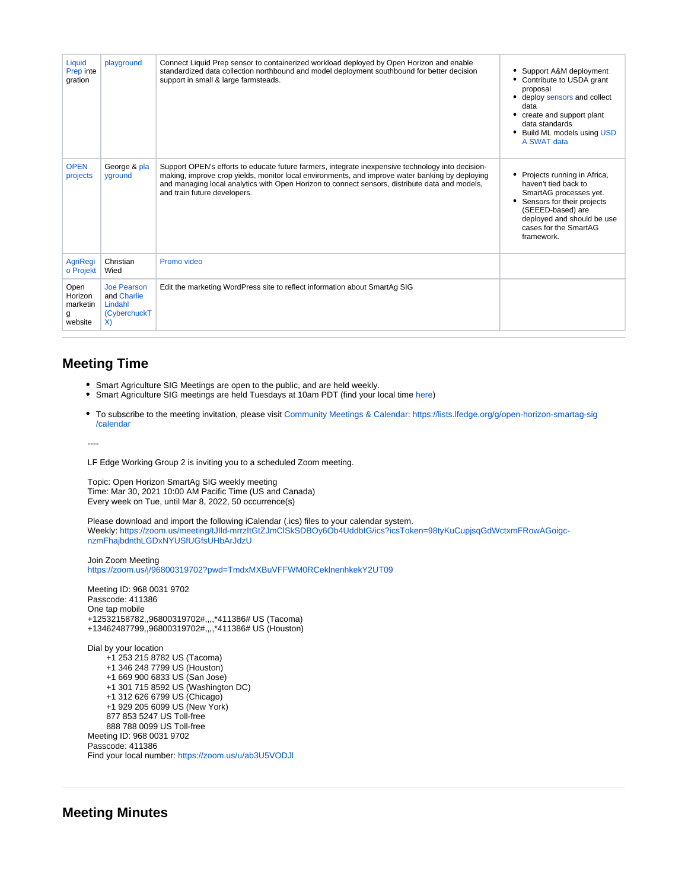| Liquid Prep integration | playground | Connect Liquid Prep sensor to containerized workload deployed by Open Horizon and enable standardized data collection northbound and model deployment southbound for better decision support in small & large farmsteads. | <ul><li>Support A&M deployment</li><li>Contribute to USDA grant proposal</li><li>deploy sensors and collect data</li><li>create and support plant data standards</li><li>Build ML models using USDA SWAT data</li></ul> |
|---|---|---|---|
| OPEN projects | George & playground | Support OPEN's efforts to educate future farmers, integrate inexpensive technology into decision-making, improve crop yields, monitor local environments, and improve water banking by deploying and managing local analytics with Open Horizon to connect sensors, distribute data and models, and train future developers. | <ul><li>Projects running in Africa, haven't tied back to SmartAG processes yet.</li><li>Sensors for their projects (SEEED-based) are deployed and should be use cases for the SmartAG framework.</li></ul> |
| AgriRegio Projekt | Christian Wied | Promo video | |
| Open Horizon marketing website | Joe Pearson and Charlie Lindahl (CyberchuckTX) | Edit the marketing WordPress site to reflect information about SmartAg SIG | |

## Meeting Time

- Smart Agriculture SIG Meetings are open to the public, and are held weekly.
- Smart Agriculture SIG meetings are held Tuesdays at 10am PDT (find your local time here)

- To subscribe to the meeting invitation, please visit Community Meetings & Calendar: https://lists.lfedge.org/g/open-horizon-smartag-sig/calendar

----

LF Edge Working Group 2 is inviting you to a scheduled Zoom meeting.

Topic: Open Horizon SmartAg SIG weekly meeting
Time: Mar 30, 2021 10:00 AM Pacific Time (US and Canada)
Every week on Tue, until Mar 8, 2022, 50 occurrence(s)

Please download and import the following iCalendar (.ics) files to your calendar system.
Weekly: https://zoom.us/meeting/tJIld-mrrzItGtZJmClSkSDBOy6Ob4UddbIG/ics?icsToken=98tyKuCupjsqGdWctxmFRowAGoigc-nzmFhajbdnthLGDxNYUSfUGfsUHbArJdzU

Join Zoom Meeting
https://zoom.us/j/96800319702?pwd=TmdxMXBuVFFWM0RCeklnenhkekY2UT09

Meeting ID: 968 0031 9702
Passcode: 411386
One tap mobile
+12532158782,,96800319702#,,,,*411386# US (Tacoma)
+13462487799,,96800319702#,,,,*411386# US (Houston)

Dial by your location
+1 253 215 8782 US (Tacoma)
+1 346 248 7799 US (Houston)
+1 669 900 6833 US (San Jose)
+1 301 715 8592 US (Washington DC)
+1 312 626 6799 US (Chicago)
+1 929 205 6099 US (New York)
877 853 5247 US Toll-free
888 788 0099 US Toll-free
Meeting ID: 968 0031 9702
Passcode: 411386
Find your local number: https://zoom.us/u/ab3U5VODJl

## Meeting Minutes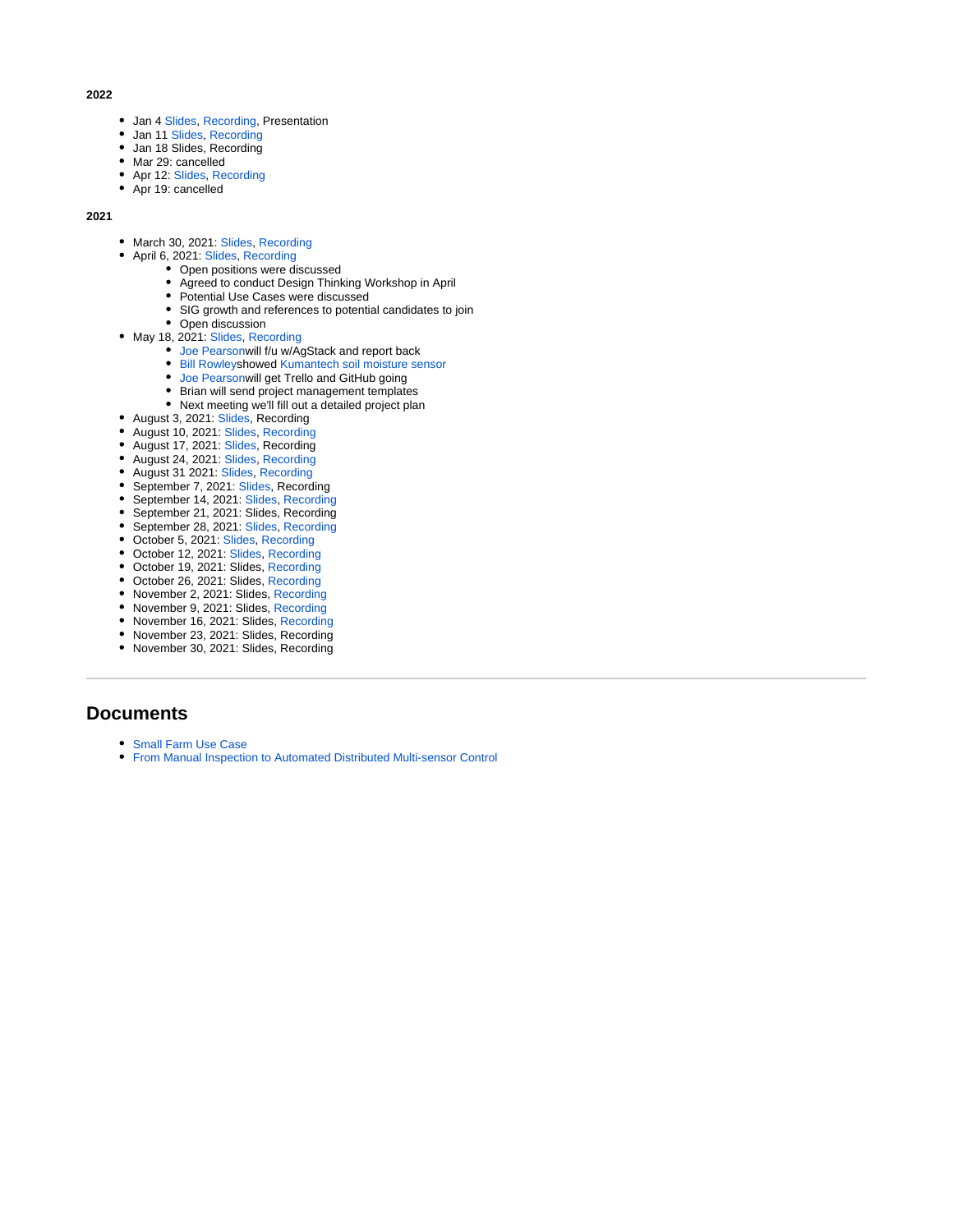**2022**

- Jan 4 Slides, Recording, Presentation
- Jan 11 Slides, Recording
- Jan 18 Slides, Recording
- Mar 29: cancelled
- Apr 12: Slides, Recording
- Apr 19: cancelled

**2021**

- March 30, 2021: Slides, Recording
- April 6, 2021: Slides, Recording
  - Open positions were discussed
  - Agreed to conduct Design Thinking Workshop in April
  - Potential Use Cases were discussed
  - SIG growth and references to potential candidates to join
  - Open discussion
- May 18, 2021: Slides, Recording
  - Joe Pearsonwill f/u w/AgStack and report back
  - Bill Rowleyshowed Kumantech soil moisture sensor
  - Joe Pearsonwill get Trello and GitHub going
  - Brian will send project management templates
  - Next meeting we'll fill out a detailed project plan
- August 3, 2021: Slides, Recording
- August 10, 2021: Slides, Recording
- August 17, 2021: Slides, Recording
- August 24, 2021: Slides, Recording
- August 31 2021: Slides, Recording
- September 7, 2021: Slides, Recording
- September 14, 2021: Slides, Recording
- September 21, 2021: Slides, Recording
- September 28, 2021: Slides, Recording
- October 5, 2021: Slides, Recording
- October 12, 2021: Slides, Recording
- October 19, 2021: Slides, Recording
- October 26, 2021: Slides, Recording
- November 2, 2021: Slides, Recording
- November 9, 2021: Slides, Recording
- November 16, 2021: Slides, Recording
- November 23, 2021: Slides, Recording
- November 30, 2021: Slides, Recording

---

## Documents

- Small Farm Use Case
- From Manual Inspection to Automated Distributed Multi-sensor Control